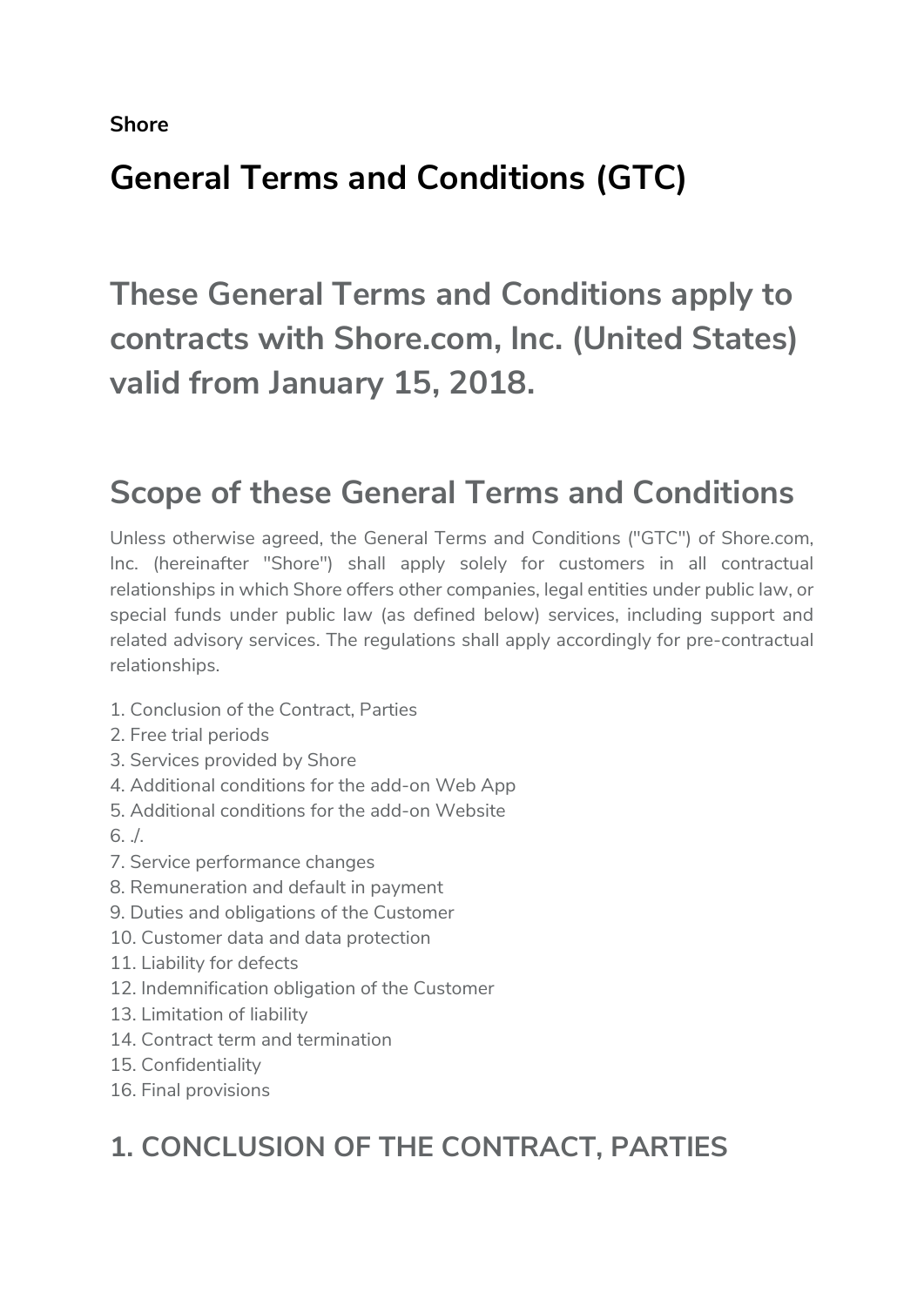**Shore**

# General Terms and Conditions (GTC)

## These General Terms and Conditions apply to contracts with Shore.com, Inc. (United States) valid from January 15, 2018.

## Scope of these General Terms and Conditions

Unless otherwise agreed, the General Terms and Conditions ("GTC") of Shore.com, Inc. (hereinafter "Shore") shall apply solely for customers in all contractual relationships in which Shore offers other companies, legal entities under public law, or special funds under public law (as defined below) services, including support and related advisory services. The regulations shall apply accordingly for pre-contractual relationships.

1. Conclusion of the Contract, Parties
2. Free trial periods
3. Services provided by Shore
4. Additional conditions for the add-on Web App
5. Additional conditions for the add-on Website
6. ./.
7. Service performance changes
8. Remuneration and default in payment
9. Duties and obligations of the Customer
10. Customer data and data protection
11. Liability for defects
12. Indemnification obligation of the Customer
13. Limitation of liability
14. Contract term and termination
15. Confidentiality
16. Final provisions

## 1. CONCLUSION OF THE CONTRACT, PARTIES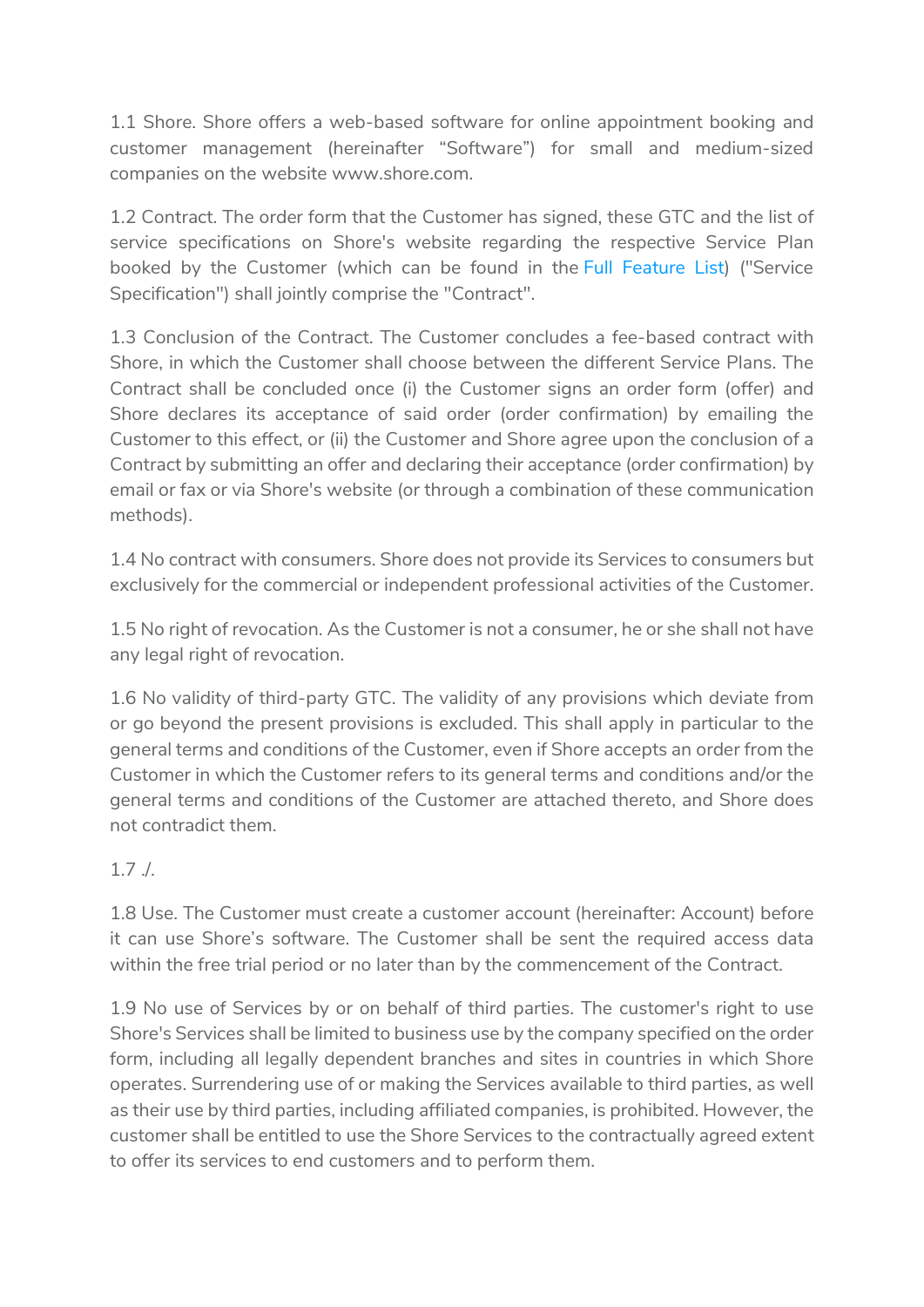1.1 Shore. Shore offers a web-based software for online appointment booking and customer management (hereinafter "Software") for small and medium-sized companies on the website www.shore.com.

1.2 Contract. The order form that the Customer has signed, these GTC and the list of service specifications on Shore's website regarding the respective Service Plan booked by the Customer (which can be found in the Full Feature List) ("Service Specification") shall jointly comprise the "Contract".

1.3 Conclusion of the Contract. The Customer concludes a fee-based contract with Shore, in which the Customer shall choose between the different Service Plans. The Contract shall be concluded once (i) the Customer signs an order form (offer) and Shore declares its acceptance of said order (order confirmation) by emailing the Customer to this effect, or (ii) the Customer and Shore agree upon the conclusion of a Contract by submitting an offer and declaring their acceptance (order confirmation) by email or fax or via Shore's website (or through a combination of these communication methods).

1.4 No contract with consumers. Shore does not provide its Services to consumers but exclusively for the commercial or independent professional activities of the Customer.

1.5 No right of revocation. As the Customer is not a consumer, he or she shall not have any legal right of revocation.

1.6 No validity of third-party GTC. The validity of any provisions which deviate from or go beyond the present provisions is excluded. This shall apply in particular to the general terms and conditions of the Customer, even if Shore accepts an order from the Customer in which the Customer refers to its general terms and conditions and/or the general terms and conditions of the Customer are attached thereto, and Shore does not contradict them.

1.7 ./.

1.8 Use. The Customer must create a customer account (hereinafter: Account) before it can use Shore's software. The Customer shall be sent the required access data within the free trial period or no later than by the commencement of the Contract.

1.9 No use of Services by or on behalf of third parties. The customer's right to use Shore's Services shall be limited to business use by the company specified on the order form, including all legally dependent branches and sites in countries in which Shore operates. Surrendering use of or making the Services available to third parties, as well as their use by third parties, including affiliated companies, is prohibited. However, the customer shall be entitled to use the Shore Services to the contractually agreed extent to offer its services to end customers and to perform them.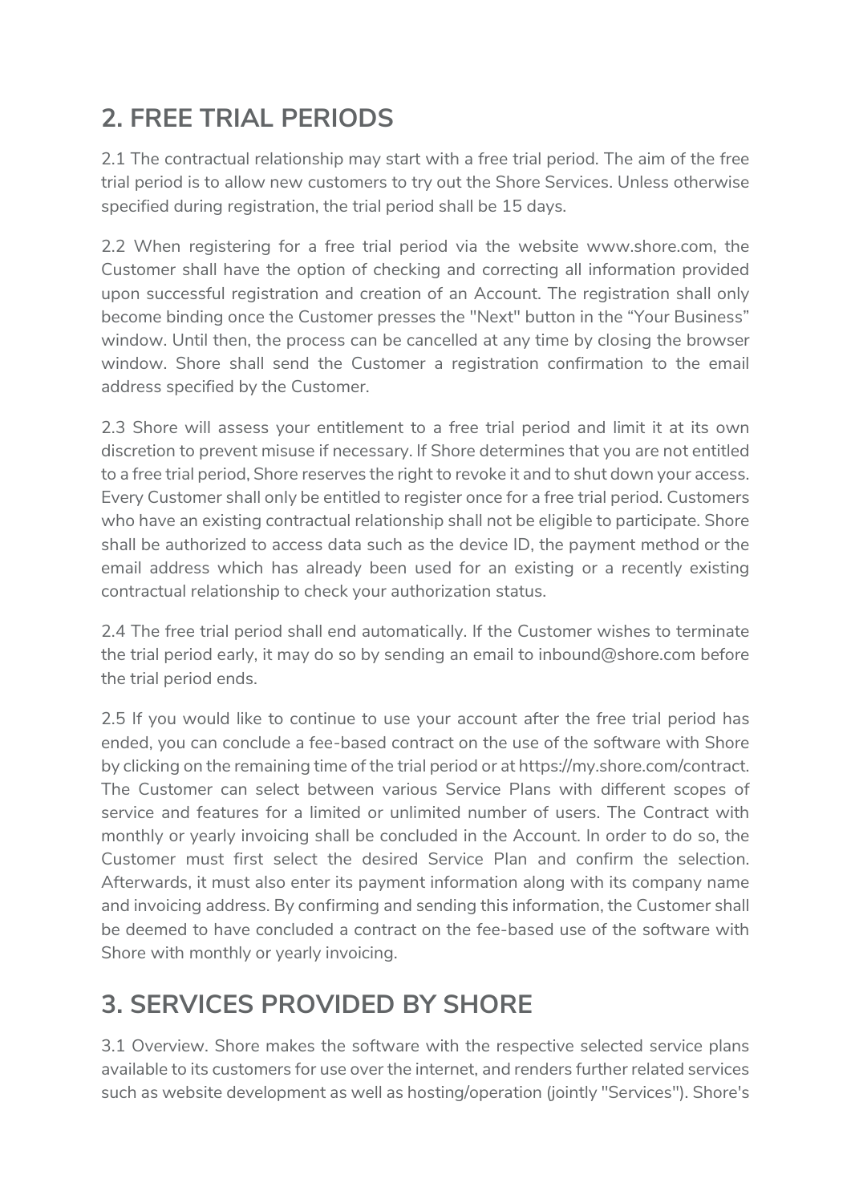## 2. FREE TRIAL PERIODS

2.1 The contractual relationship may start with a free trial period. The aim of the free trial period is to allow new customers to try out the Shore Services. Unless otherwise specified during registration, the trial period shall be 15 days.

2.2 When registering for a free trial period via the website www.shore.com, the Customer shall have the option of checking and correcting all information provided upon successful registration and creation of an Account. The registration shall only become binding once the Customer presses the "Next" button in the “Your Business” window. Until then, the process can be cancelled at any time by closing the browser window. Shore shall send the Customer a registration confirmation to the email address specified by the Customer.

2.3 Shore will assess your entitlement to a free trial period and limit it at its own discretion to prevent misuse if necessary. If Shore determines that you are not entitled to a free trial period, Shore reserves the right to revoke it and to shut down your access. Every Customer shall only be entitled to register once for a free trial period. Customers who have an existing contractual relationship shall not be eligible to participate. Shore shall be authorized to access data such as the device ID, the payment method or the email address which has already been used for an existing or a recently existing contractual relationship to check your authorization status.

2.4 The free trial period shall end automatically. If the Customer wishes to terminate the trial period early, it may do so by sending an email to inbound@shore.com before the trial period ends.

2.5 If you would like to continue to use your account after the free trial period has ended, you can conclude a fee-based contract on the use of the software with Shore by clicking on the remaining time of the trial period or at https://my.shore.com/contract. The Customer can select between various Service Plans with different scopes of service and features for a limited or unlimited number of users. The Contract with monthly or yearly invoicing shall be concluded in the Account. In order to do so, the Customer must first select the desired Service Plan and confirm the selection. Afterwards, it must also enter its payment information along with its company name and invoicing address. By confirming and sending this information, the Customer shall be deemed to have concluded a contract on the fee-based use of the software with Shore with monthly or yearly invoicing.

## 3. SERVICES PROVIDED BY SHORE

3.1 Overview. Shore makes the software with the respective selected service plans available to its customers for use over the internet, and renders further related services such as website development as well as hosting/operation (jointly "Services"). Shore's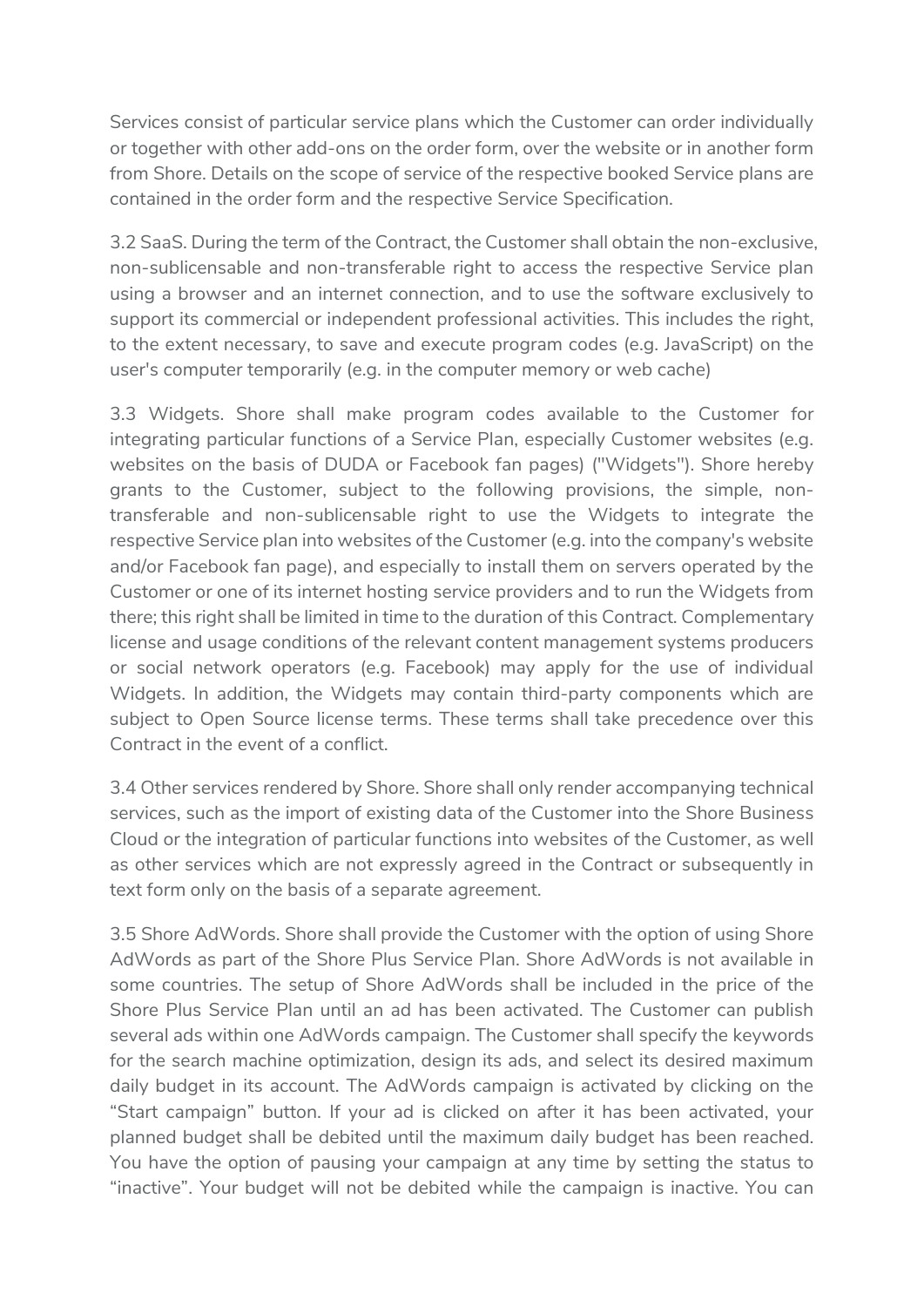Services consist of particular service plans which the Customer can order individually or together with other add-ons on the order form, over the website or in another form from Shore. Details on the scope of service of the respective booked Service plans are contained in the order form and the respective Service Specification.

3.2 SaaS. During the term of the Contract, the Customer shall obtain the non-exclusive, non-sublicensable and non-transferable right to access the respective Service plan using a browser and an internet connection, and to use the software exclusively to support its commercial or independent professional activities. This includes the right, to the extent necessary, to save and execute program codes (e.g. JavaScript) on the user's computer temporarily (e.g. in the computer memory or web cache)

3.3 Widgets. Shore shall make program codes available to the Customer for integrating particular functions of a Service Plan, especially Customer websites (e.g. websites on the basis of DUDA or Facebook fan pages) ("Widgets"). Shore hereby grants to the Customer, subject to the following provisions, the simple, non-transferable and non-sublicensable right to use the Widgets to integrate the respective Service plan into websites of the Customer (e.g. into the company's website and/or Facebook fan page), and especially to install them on servers operated by the Customer or one of its internet hosting service providers and to run the Widgets from there; this right shall be limited in time to the duration of this Contract. Complementary license and usage conditions of the relevant content management systems producers or social network operators (e.g. Facebook) may apply for the use of individual Widgets. In addition, the Widgets may contain third-party components which are subject to Open Source license terms. These terms shall take precedence over this Contract in the event of a conflict.

3.4 Other services rendered by Shore. Shore shall only render accompanying technical services, such as the import of existing data of the Customer into the Shore Business Cloud or the integration of particular functions into websites of the Customer, as well as other services which are not expressly agreed in the Contract or subsequently in text form only on the basis of a separate agreement.

3.5 Shore AdWords. Shore shall provide the Customer with the option of using Shore AdWords as part of the Shore Plus Service Plan. Shore AdWords is not available in some countries. The setup of Shore AdWords shall be included in the price of the Shore Plus Service Plan until an ad has been activated. The Customer can publish several ads within one AdWords campaign. The Customer shall specify the keywords for the search machine optimization, design its ads, and select its desired maximum daily budget in its account. The AdWords campaign is activated by clicking on the "Start campaign" button. If your ad is clicked on after it has been activated, your planned budget shall be debited until the maximum daily budget has been reached. You have the option of pausing your campaign at any time by setting the status to "inactive". Your budget will not be debited while the campaign is inactive. You can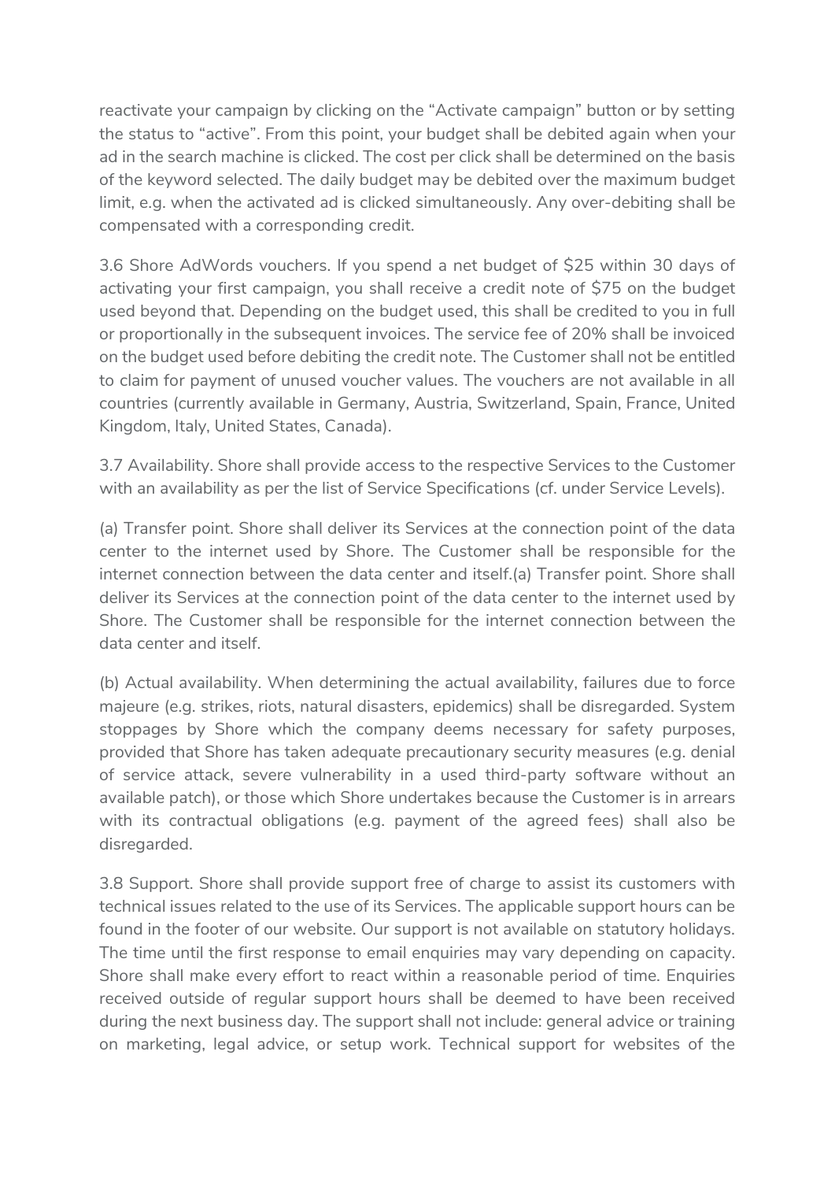reactivate your campaign by clicking on the "Activate campaign" button or by setting the status to "active". From this point, your budget shall be debited again when your ad in the search machine is clicked. The cost per click shall be determined on the basis of the keyword selected. The daily budget may be debited over the maximum budget limit, e.g. when the activated ad is clicked simultaneously. Any over-debiting shall be compensated with a corresponding credit.

3.6 Shore AdWords vouchers. If you spend a net budget of $25 within 30 days of activating your first campaign, you shall receive a credit note of $75 on the budget used beyond that. Depending on the budget used, this shall be credited to you in full or proportionally in the subsequent invoices. The service fee of 20% shall be invoiced on the budget used before debiting the credit note. The Customer shall not be entitled to claim for payment of unused voucher values. The vouchers are not available in all countries (currently available in Germany, Austria, Switzerland, Spain, France, United Kingdom, Italy, United States, Canada).

3.7 Availability. Shore shall provide access to the respective Services to the Customer with an availability as per the list of Service Specifications (cf. under Service Levels).

(a) Transfer point. Shore shall deliver its Services at the connection point of the data center to the internet used by Shore. The Customer shall be responsible for the internet connection between the data center and itself.(a) Transfer point. Shore shall deliver its Services at the connection point of the data center to the internet used by Shore. The Customer shall be responsible for the internet connection between the data center and itself.

(b) Actual availability. When determining the actual availability, failures due to force majeure (e.g. strikes, riots, natural disasters, epidemics) shall be disregarded. System stoppages by Shore which the company deems necessary for safety purposes, provided that Shore has taken adequate precautionary security measures (e.g. denial of service attack, severe vulnerability in a used third-party software without an available patch), or those which Shore undertakes because the Customer is in arrears with its contractual obligations (e.g. payment of the agreed fees) shall also be disregarded.

3.8 Support. Shore shall provide support free of charge to assist its customers with technical issues related to the use of its Services. The applicable support hours can be found in the footer of our website. Our support is not available on statutory holidays. The time until the first response to email enquiries may vary depending on capacity. Shore shall make every effort to react within a reasonable period of time. Enquiries received outside of regular support hours shall be deemed to have been received during the next business day. The support shall not include: general advice or training on marketing, legal advice, or setup work. Technical support for websites of the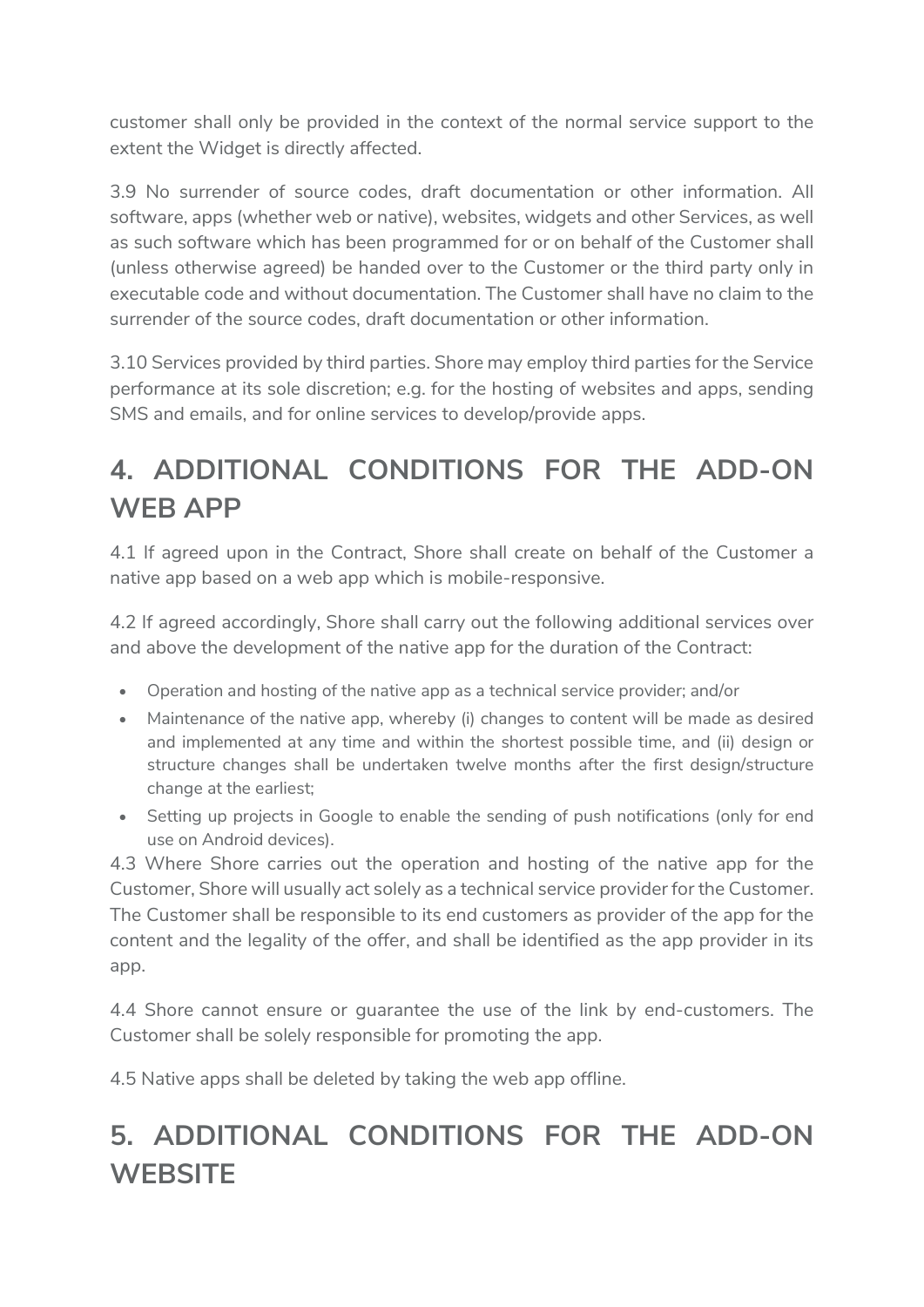customer shall only be provided in the context of the normal service support to the extent the Widget is directly affected.

3.9 No surrender of source codes, draft documentation or other information. All software, apps (whether web or native), websites, widgets and other Services, as well as such software which has been programmed for or on behalf of the Customer shall (unless otherwise agreed) be handed over to the Customer or the third party only in executable code and without documentation. The Customer shall have no claim to the surrender of the source codes, draft documentation or other information.

3.10 Services provided by third parties. Shore may employ third parties for the Service performance at its sole discretion; e.g. for the hosting of websites and apps, sending SMS and emails, and for online services to develop/provide apps.

## 4. ADDITIONAL CONDITIONS FOR THE ADD-ON WEB APP

4.1 If agreed upon in the Contract, Shore shall create on behalf of the Customer a native app based on a web app which is mobile-responsive.

4.2 If agreed accordingly, Shore shall carry out the following additional services over and above the development of the native app for the duration of the Contract:

- Operation and hosting of the native app as a technical service provider; and/or
- Maintenance of the native app, whereby (i) changes to content will be made as desired and implemented at any time and within the shortest possible time, and (ii) design or structure changes shall be undertaken twelve months after the first design/structure change at the earliest;
- Setting up projects in Google to enable the sending of push notifications (only for end use on Android devices).

4.3 Where Shore carries out the operation and hosting of the native app for the Customer, Shore will usually act solely as a technical service provider for the Customer. The Customer shall be responsible to its end customers as provider of the app for the content and the legality of the offer, and shall be identified as the app provider in its app.

4.4 Shore cannot ensure or guarantee the use of the link by end-customers. The Customer shall be solely responsible for promoting the app.

4.5 Native apps shall be deleted by taking the web app offline.

## 5. ADDITIONAL CONDITIONS FOR THE ADD-ON WEBSITE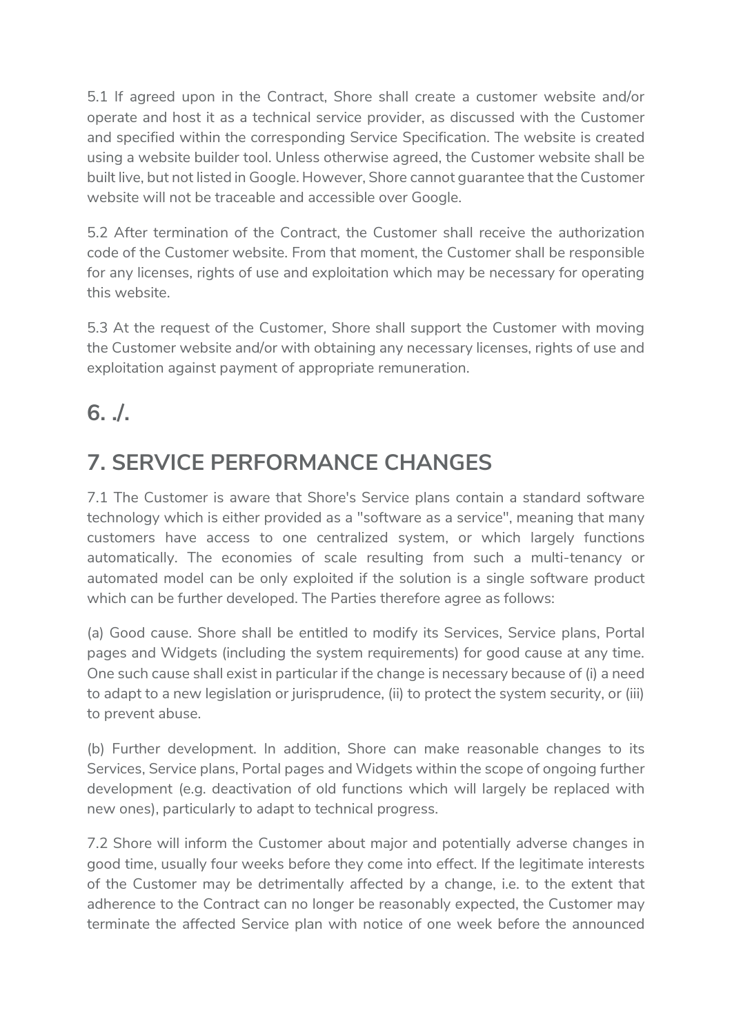5.1 If agreed upon in the Contract, Shore shall create a customer website and/or operate and host it as a technical service provider, as discussed with the Customer and specified within the corresponding Service Specification. The website is created using a website builder tool. Unless otherwise agreed, the Customer website shall be built live, but not listed in Google. However, Shore cannot guarantee that the Customer website will not be traceable and accessible over Google.

5.2 After termination of the Contract, the Customer shall receive the authorization code of the Customer website. From that moment, the Customer shall be responsible for any licenses, rights of use and exploitation which may be necessary for operating this website.

5.3 At the request of the Customer, Shore shall support the Customer with moving the Customer website and/or with obtaining any necessary licenses, rights of use and exploitation against payment of appropriate remuneration.

## 6. ./.

## 7. SERVICE PERFORMANCE CHANGES

7.1 The Customer is aware that Shore's Service plans contain a standard software technology which is either provided as a "software as a service", meaning that many customers have access to one centralized system, or which largely functions automatically. The economies of scale resulting from such a multi-tenancy or automated model can be only exploited if the solution is a single software product which can be further developed. The Parties therefore agree as follows:

(a) Good cause. Shore shall be entitled to modify its Services, Service plans, Portal pages and Widgets (including the system requirements) for good cause at any time. One such cause shall exist in particular if the change is necessary because of (i) a need to adapt to a new legislation or jurisprudence, (ii) to protect the system security, or (iii) to prevent abuse.

(b) Further development. In addition, Shore can make reasonable changes to its Services, Service plans, Portal pages and Widgets within the scope of ongoing further development (e.g. deactivation of old functions which will largely be replaced with new ones), particularly to adapt to technical progress.

7.2 Shore will inform the Customer about major and potentially adverse changes in good time, usually four weeks before they come into effect. If the legitimate interests of the Customer may be detrimentally affected by a change, i.e. to the extent that adherence to the Contract can no longer be reasonably expected, the Customer may terminate the affected Service plan with notice of one week before the announced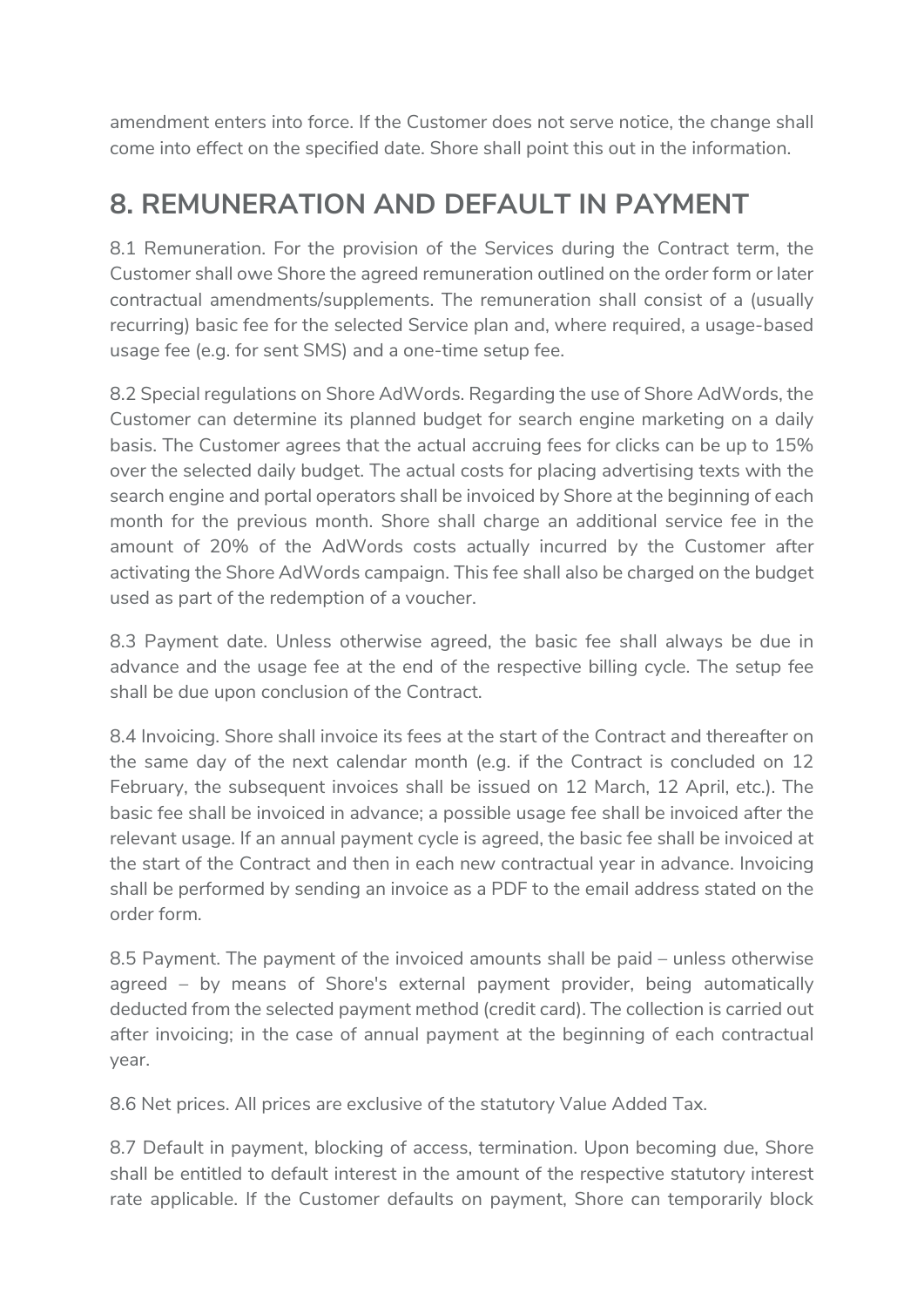amendment enters into force. If the Customer does not serve notice, the change shall come into effect on the specified date. Shore shall point this out in the information.

## 8. REMUNERATION AND DEFAULT IN PAYMENT

8.1 Remuneration. For the provision of the Services during the Contract term, the Customer shall owe Shore the agreed remuneration outlined on the order form or later contractual amendments/supplements. The remuneration shall consist of a (usually recurring) basic fee for the selected Service plan and, where required, a usage-based usage fee (e.g. for sent SMS) and a one-time setup fee.

8.2 Special regulations on Shore AdWords. Regarding the use of Shore AdWords, the Customer can determine its planned budget for search engine marketing on a daily basis. The Customer agrees that the actual accruing fees for clicks can be up to 15% over the selected daily budget. The actual costs for placing advertising texts with the search engine and portal operators shall be invoiced by Shore at the beginning of each month for the previous month. Shore shall charge an additional service fee in the amount of 20% of the AdWords costs actually incurred by the Customer after activating the Shore AdWords campaign. This fee shall also be charged on the budget used as part of the redemption of a voucher.

8.3 Payment date. Unless otherwise agreed, the basic fee shall always be due in advance and the usage fee at the end of the respective billing cycle. The setup fee shall be due upon conclusion of the Contract.

8.4 Invoicing. Shore shall invoice its fees at the start of the Contract and thereafter on the same day of the next calendar month (e.g. if the Contract is concluded on 12 February, the subsequent invoices shall be issued on 12 March, 12 April, etc.). The basic fee shall be invoiced in advance; a possible usage fee shall be invoiced after the relevant usage. If an annual payment cycle is agreed, the basic fee shall be invoiced at the start of the Contract and then in each new contractual year in advance. Invoicing shall be performed by sending an invoice as a PDF to the email address stated on the order form.

8.5 Payment. The payment of the invoiced amounts shall be paid – unless otherwise agreed – by means of Shore's external payment provider, being automatically deducted from the selected payment method (credit card). The collection is carried out after invoicing; in the case of annual payment at the beginning of each contractual year.

8.6 Net prices. All prices are exclusive of the statutory Value Added Tax.

8.7 Default in payment, blocking of access, termination. Upon becoming due, Shore shall be entitled to default interest in the amount of the respective statutory interest rate applicable. If the Customer defaults on payment, Shore can temporarily block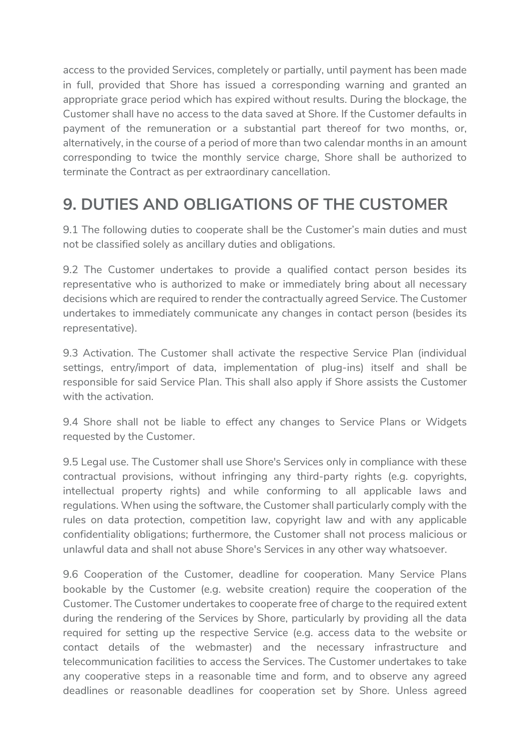access to the provided Services, completely or partially, until payment has been made in full, provided that Shore has issued a corresponding warning and granted an appropriate grace period which has expired without results. During the blockage, the Customer shall have no access to the data saved at Shore. If the Customer defaults in payment of the remuneration or a substantial part thereof for two months, or, alternatively, in the course of a period of more than two calendar months in an amount corresponding to twice the monthly service charge, Shore shall be authorized to terminate the Contract as per extraordinary cancellation.

## 9. DUTIES AND OBLIGATIONS OF THE CUSTOMER

9.1 The following duties to cooperate shall be the Customer's main duties and must not be classified solely as ancillary duties and obligations.

9.2 The Customer undertakes to provide a qualified contact person besides its representative who is authorized to make or immediately bring about all necessary decisions which are required to render the contractually agreed Service. The Customer undertakes to immediately communicate any changes in contact person (besides its representative).

9.3 Activation. The Customer shall activate the respective Service Plan (individual settings, entry/import of data, implementation of plug-ins) itself and shall be responsible for said Service Plan. This shall also apply if Shore assists the Customer with the activation.

9.4 Shore shall not be liable to effect any changes to Service Plans or Widgets requested by the Customer.

9.5 Legal use. The Customer shall use Shore's Services only in compliance with these contractual provisions, without infringing any third-party rights (e.g. copyrights, intellectual property rights) and while conforming to all applicable laws and regulations. When using the software, the Customer shall particularly comply with the rules on data protection, competition law, copyright law and with any applicable confidentiality obligations; furthermore, the Customer shall not process malicious or unlawful data and shall not abuse Shore's Services in any other way whatsoever.

9.6 Cooperation of the Customer, deadline for cooperation. Many Service Plans bookable by the Customer (e.g. website creation) require the cooperation of the Customer. The Customer undertakes to cooperate free of charge to the required extent during the rendering of the Services by Shore, particularly by providing all the data required for setting up the respective Service (e.g. access data to the website or contact details of the webmaster) and the necessary infrastructure and telecommunication facilities to access the Services. The Customer undertakes to take any cooperative steps in a reasonable time and form, and to observe any agreed deadlines or reasonable deadlines for cooperation set by Shore. Unless agreed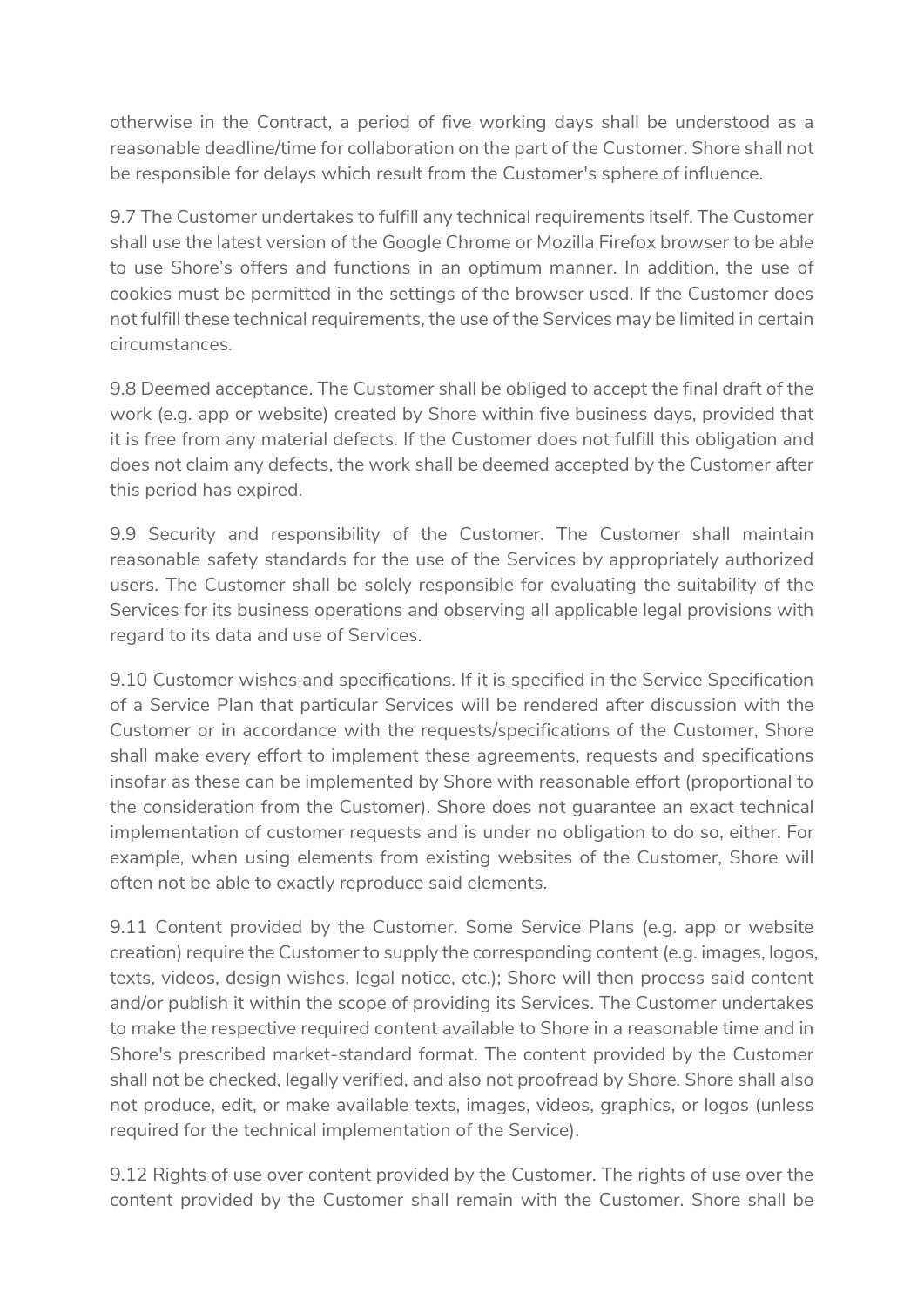otherwise in the Contract, a period of five working days shall be understood as a reasonable deadline/time for collaboration on the part of the Customer. Shore shall not be responsible for delays which result from the Customer's sphere of influence.

9.7 The Customer undertakes to fulfill any technical requirements itself. The Customer shall use the latest version of the Google Chrome or Mozilla Firefox browser to be able to use Shore's offers and functions in an optimum manner. In addition, the use of cookies must be permitted in the settings of the browser used. If the Customer does not fulfill these technical requirements, the use of the Services may be limited in certain circumstances.

9.8 Deemed acceptance. The Customer shall be obliged to accept the final draft of the work (e.g. app or website) created by Shore within five business days, provided that it is free from any material defects. If the Customer does not fulfill this obligation and does not claim any defects, the work shall be deemed accepted by the Customer after this period has expired.

9.9 Security and responsibility of the Customer. The Customer shall maintain reasonable safety standards for the use of the Services by appropriately authorized users. The Customer shall be solely responsible for evaluating the suitability of the Services for its business operations and observing all applicable legal provisions with regard to its data and use of Services.

9.10 Customer wishes and specifications. If it is specified in the Service Specification of a Service Plan that particular Services will be rendered after discussion with the Customer or in accordance with the requests/specifications of the Customer, Shore shall make every effort to implement these agreements, requests and specifications insofar as these can be implemented by Shore with reasonable effort (proportional to the consideration from the Customer). Shore does not guarantee an exact technical implementation of customer requests and is under no obligation to do so, either. For example, when using elements from existing websites of the Customer, Shore will often not be able to exactly reproduce said elements.

9.11 Content provided by the Customer. Some Service Plans (e.g. app or website creation) require the Customer to supply the corresponding content (e.g. images, logos, texts, videos, design wishes, legal notice, etc.); Shore will then process said content and/or publish it within the scope of providing its Services. The Customer undertakes to make the respective required content available to Shore in a reasonable time and in Shore's prescribed market-standard format. The content provided by the Customer shall not be checked, legally verified, and also not proofread by Shore. Shore shall also not produce, edit, or make available texts, images, videos, graphics, or logos (unless required for the technical implementation of the Service).

9.12 Rights of use over content provided by the Customer. The rights of use over the content provided by the Customer shall remain with the Customer. Shore shall be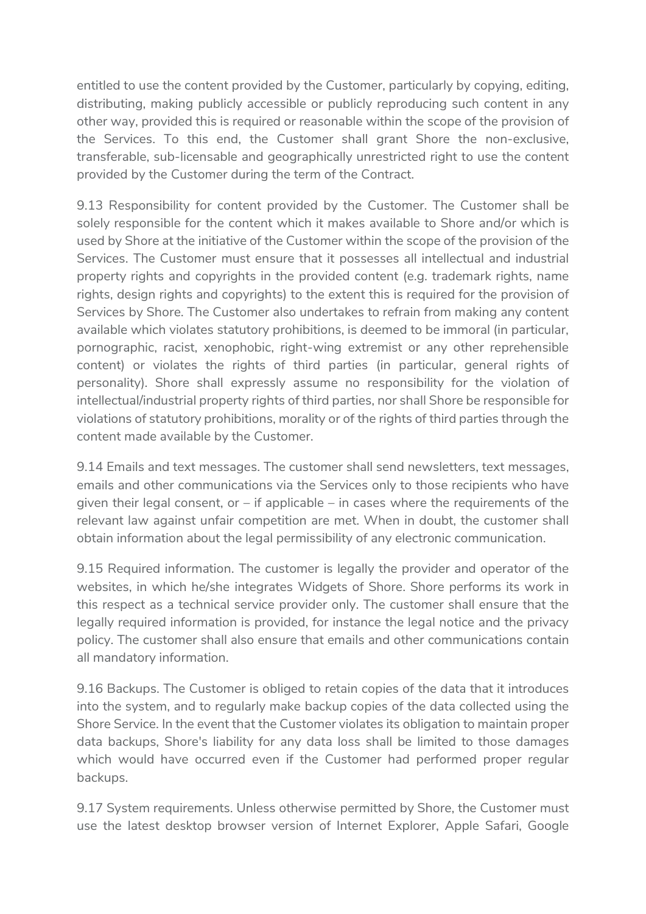entitled to use the content provided by the Customer, particularly by copying, editing, distributing, making publicly accessible or publicly reproducing such content in any other way, provided this is required or reasonable within the scope of the provision of the Services. To this end, the Customer shall grant Shore the non-exclusive, transferable, sub-licensable and geographically unrestricted right to use the content provided by the Customer during the term of the Contract.

9.13 Responsibility for content provided by the Customer. The Customer shall be solely responsible for the content which it makes available to Shore and/or which is used by Shore at the initiative of the Customer within the scope of the provision of the Services. The Customer must ensure that it possesses all intellectual and industrial property rights and copyrights in the provided content (e.g. trademark rights, name rights, design rights and copyrights) to the extent this is required for the provision of Services by Shore. The Customer also undertakes to refrain from making any content available which violates statutory prohibitions, is deemed to be immoral (in particular, pornographic, racist, xenophobic, right-wing extremist or any other reprehensible content) or violates the rights of third parties (in particular, general rights of personality). Shore shall expressly assume no responsibility for the violation of intellectual/industrial property rights of third parties, nor shall Shore be responsible for violations of statutory prohibitions, morality or of the rights of third parties through the content made available by the Customer.

9.14 Emails and text messages. The customer shall send newsletters, text messages, emails and other communications via the Services only to those recipients who have given their legal consent, or – if applicable – in cases where the requirements of the relevant law against unfair competition are met. When in doubt, the customer shall obtain information about the legal permissibility of any electronic communication.

9.15 Required information. The customer is legally the provider and operator of the websites, in which he/she integrates Widgets of Shore. Shore performs its work in this respect as a technical service provider only. The customer shall ensure that the legally required information is provided, for instance the legal notice and the privacy policy. The customer shall also ensure that emails and other communications contain all mandatory information.

9.16 Backups. The Customer is obliged to retain copies of the data that it introduces into the system, and to regularly make backup copies of the data collected using the Shore Service. In the event that the Customer violates its obligation to maintain proper data backups, Shore's liability for any data loss shall be limited to those damages which would have occurred even if the Customer had performed proper regular backups.

9.17 System requirements. Unless otherwise permitted by Shore, the Customer must use the latest desktop browser version of Internet Explorer, Apple Safari, Google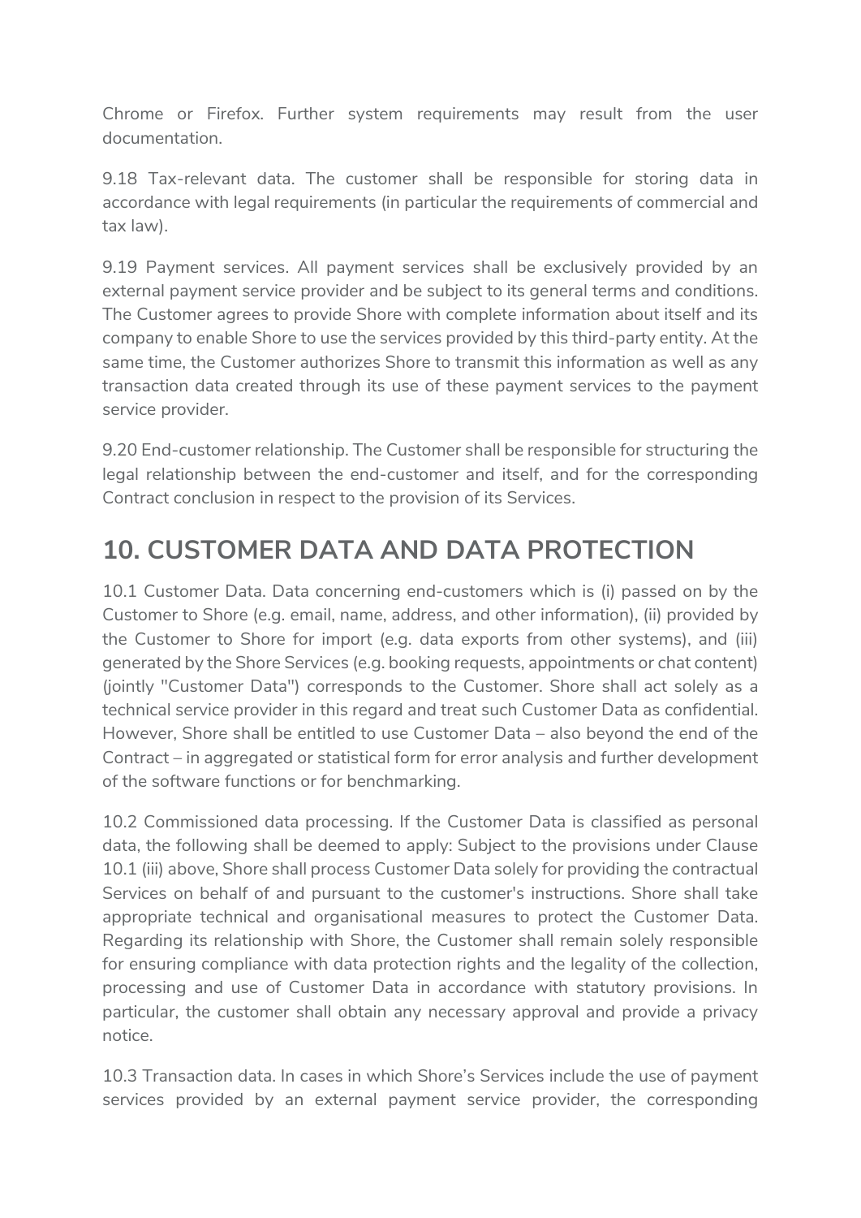Chrome or Firefox. Further system requirements may result from the user documentation.

9.18 Tax-relevant data. The customer shall be responsible for storing data in accordance with legal requirements (in particular the requirements of commercial and tax law).

9.19 Payment services. All payment services shall be exclusively provided by an external payment service provider and be subject to its general terms and conditions. The Customer agrees to provide Shore with complete information about itself and its company to enable Shore to use the services provided by this third-party entity. At the same time, the Customer authorizes Shore to transmit this information as well as any transaction data created through its use of these payment services to the payment service provider.

9.20 End-customer relationship. The Customer shall be responsible for structuring the legal relationship between the end-customer and itself, and for the corresponding Contract conclusion in respect to the provision of its Services.

## 10. CUSTOMER DATA AND DATA PROTECTION

10.1 Customer Data. Data concerning end-customers which is (i) passed on by the Customer to Shore (e.g. email, name, address, and other information), (ii) provided by the Customer to Shore for import (e.g. data exports from other systems), and (iii) generated by the Shore Services (e.g. booking requests, appointments or chat content) (jointly "Customer Data") corresponds to the Customer. Shore shall act solely as a technical service provider in this regard and treat such Customer Data as confidential. However, Shore shall be entitled to use Customer Data – also beyond the end of the Contract – in aggregated or statistical form for error analysis and further development of the software functions or for benchmarking.

10.2 Commissioned data processing. If the Customer Data is classified as personal data, the following shall be deemed to apply: Subject to the provisions under Clause 10.1 (iii) above, Shore shall process Customer Data solely for providing the contractual Services on behalf of and pursuant to the customer's instructions. Shore shall take appropriate technical and organisational measures to protect the Customer Data. Regarding its relationship with Shore, the Customer shall remain solely responsible for ensuring compliance with data protection rights and the legality of the collection, processing and use of Customer Data in accordance with statutory provisions. In particular, the customer shall obtain any necessary approval and provide a privacy notice.

10.3 Transaction data. In cases in which Shore's Services include the use of payment services provided by an external payment service provider, the corresponding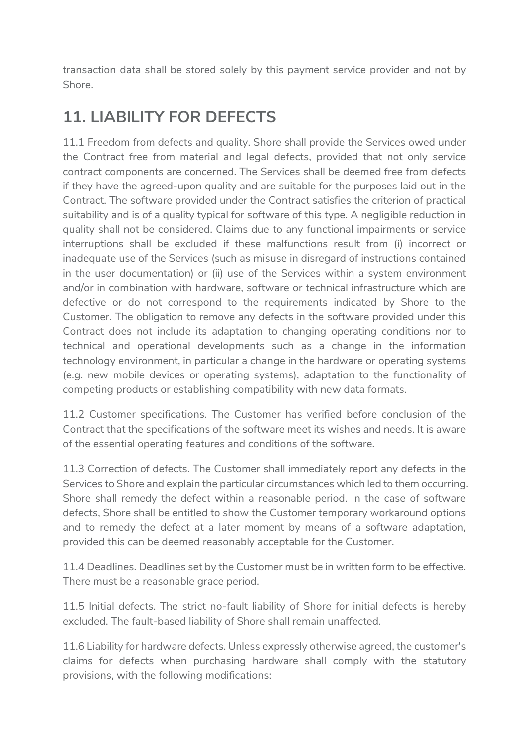transaction data shall be stored solely by this payment service provider and not by Shore.

## 11. LIABILITY FOR DEFECTS

11.1 Freedom from defects and quality. Shore shall provide the Services owed under the Contract free from material and legal defects, provided that not only service contract components are concerned. The Services shall be deemed free from defects if they have the agreed-upon quality and are suitable for the purposes laid out in the Contract. The software provided under the Contract satisfies the criterion of practical suitability and is of a quality typical for software of this type. A negligible reduction in quality shall not be considered. Claims due to any functional impairments or service interruptions shall be excluded if these malfunctions result from (i) incorrect or inadequate use of the Services (such as misuse in disregard of instructions contained in the user documentation) or (ii) use of the Services within a system environment and/or in combination with hardware, software or technical infrastructure which are defective or do not correspond to the requirements indicated by Shore to the Customer. The obligation to remove any defects in the software provided under this Contract does not include its adaptation to changing operating conditions nor to technical and operational developments such as a change in the information technology environment, in particular a change in the hardware or operating systems (e.g. new mobile devices or operating systems), adaptation to the functionality of competing products or establishing compatibility with new data formats.

11.2 Customer specifications. The Customer has verified before conclusion of the Contract that the specifications of the software meet its wishes and needs. It is aware of the essential operating features and conditions of the software.

11.3 Correction of defects. The Customer shall immediately report any defects in the Services to Shore and explain the particular circumstances which led to them occurring. Shore shall remedy the defect within a reasonable period. In the case of software defects, Shore shall be entitled to show the Customer temporary workaround options and to remedy the defect at a later moment by means of a software adaptation, provided this can be deemed reasonably acceptable for the Customer.

11.4 Deadlines. Deadlines set by the Customer must be in written form to be effective. There must be a reasonable grace period.

11.5 Initial defects. The strict no-fault liability of Shore for initial defects is hereby excluded. The fault-based liability of Shore shall remain unaffected.

11.6 Liability for hardware defects. Unless expressly otherwise agreed, the customer's claims for defects when purchasing hardware shall comply with the statutory provisions, with the following modifications: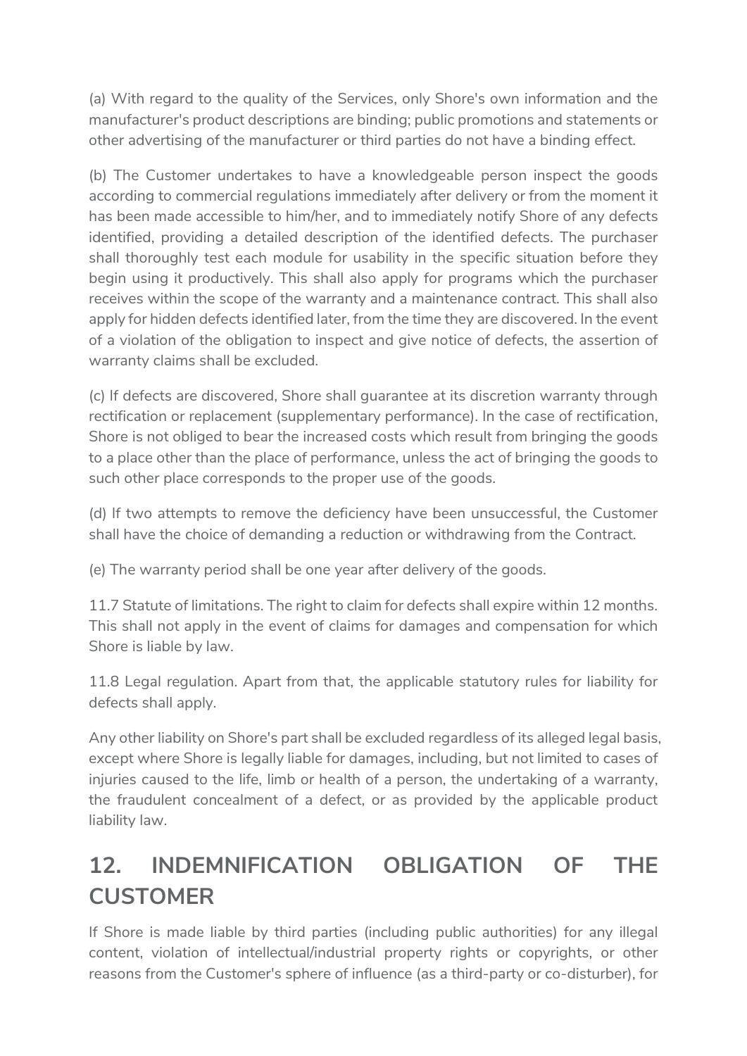(a) With regard to the quality of the Services, only Shore's own information and the manufacturer's product descriptions are binding; public promotions and statements or other advertising of the manufacturer or third parties do not have a binding effect.

(b) The Customer undertakes to have a knowledgeable person inspect the goods according to commercial regulations immediately after delivery or from the moment it has been made accessible to him/her, and to immediately notify Shore of any defects identified, providing a detailed description of the identified defects. The purchaser shall thoroughly test each module for usability in the specific situation before they begin using it productively. This shall also apply for programs which the purchaser receives within the scope of the warranty and a maintenance contract. This shall also apply for hidden defects identified later, from the time they are discovered. In the event of a violation of the obligation to inspect and give notice of defects, the assertion of warranty claims shall be excluded.

(c) If defects are discovered, Shore shall guarantee at its discretion warranty through rectification or replacement (supplementary performance). In the case of rectification, Shore is not obliged to bear the increased costs which result from bringing the goods to a place other than the place of performance, unless the act of bringing the goods to such other place corresponds to the proper use of the goods.

(d) If two attempts to remove the deficiency have been unsuccessful, the Customer shall have the choice of demanding a reduction or withdrawing from the Contract.

(e) The warranty period shall be one year after delivery of the goods.

11.7 Statute of limitations. The right to claim for defects shall expire within 12 months. This shall not apply in the event of claims for damages and compensation for which Shore is liable by law.

11.8 Legal regulation. Apart from that, the applicable statutory rules for liability for defects shall apply.

Any other liability on Shore's part shall be excluded regardless of its alleged legal basis, except where Shore is legally liable for damages, including, but not limited to cases of injuries caused to the life, limb or health of a person, the undertaking of a warranty, the fraudulent concealment of a defect, or as provided by the applicable product liability law.

## 12. INDEMNIFICATION OBLIGATION OF THE CUSTOMER

If Shore is made liable by third parties (including public authorities) for any illegal content, violation of intellectual/industrial property rights or copyrights, or other reasons from the Customer's sphere of influence (as a third-party or co-disturber), for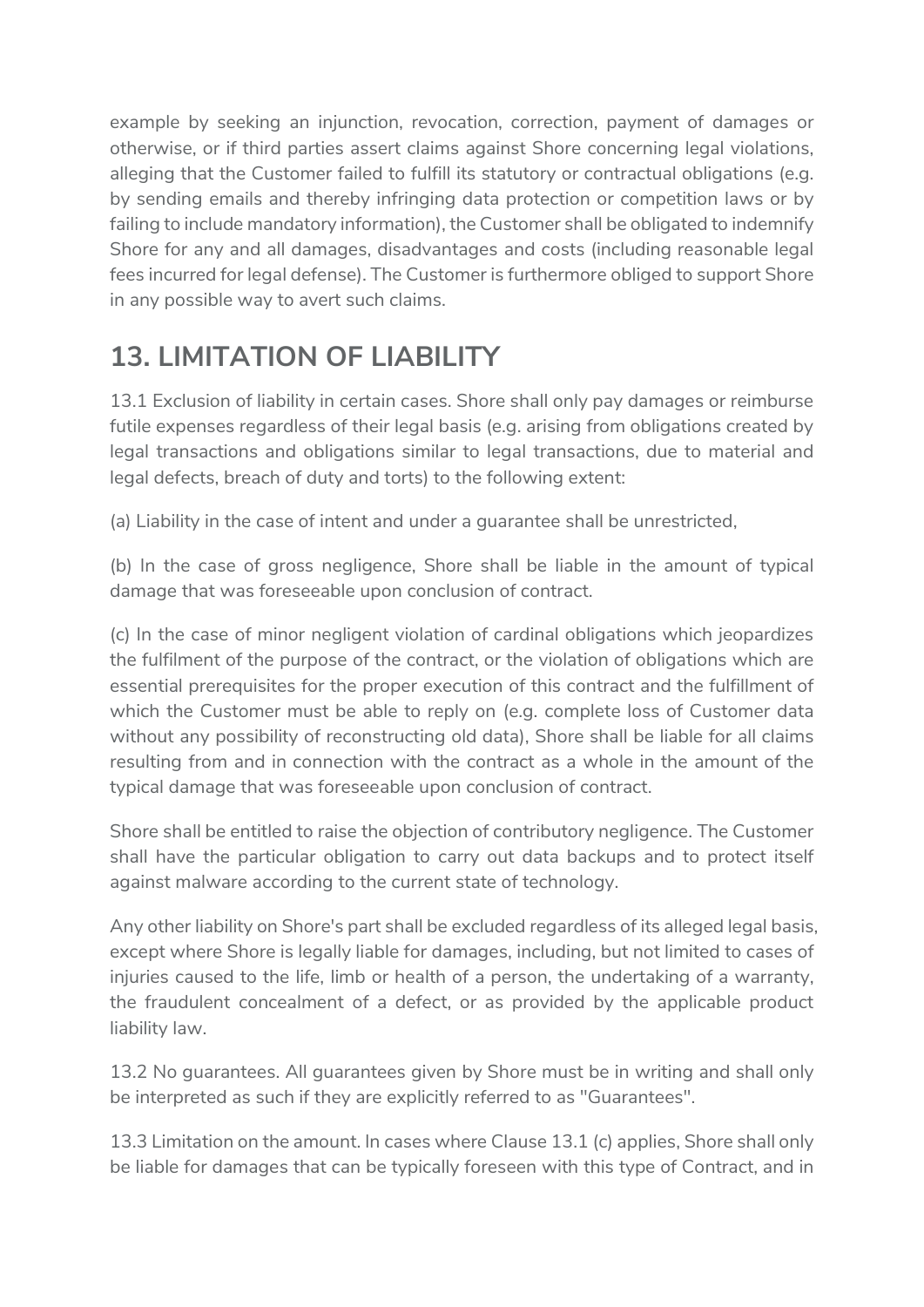example by seeking an injunction, revocation, correction, payment of damages or otherwise, or if third parties assert claims against Shore concerning legal violations, alleging that the Customer failed to fulfill its statutory or contractual obligations (e.g. by sending emails and thereby infringing data protection or competition laws or by failing to include mandatory information), the Customer shall be obligated to indemnify Shore for any and all damages, disadvantages and costs (including reasonable legal fees incurred for legal defense). The Customer is furthermore obliged to support Shore in any possible way to avert such claims.

## 13. LIMITATION OF LIABILITY

13.1 Exclusion of liability in certain cases. Shore shall only pay damages or reimburse futile expenses regardless of their legal basis (e.g. arising from obligations created by legal transactions and obligations similar to legal transactions, due to material and legal defects, breach of duty and torts) to the following extent:

(a) Liability in the case of intent and under a guarantee shall be unrestricted,

(b) In the case of gross negligence, Shore shall be liable in the amount of typical damage that was foreseeable upon conclusion of contract.

(c) In the case of minor negligent violation of cardinal obligations which jeopardizes the fulfilment of the purpose of the contract, or the violation of obligations which are essential prerequisites for the proper execution of this contract and the fulfillment of which the Customer must be able to reply on (e.g. complete loss of Customer data without any possibility of reconstructing old data), Shore shall be liable for all claims resulting from and in connection with the contract as a whole in the amount of the typical damage that was foreseeable upon conclusion of contract.

Shore shall be entitled to raise the objection of contributory negligence. The Customer shall have the particular obligation to carry out data backups and to protect itself against malware according to the current state of technology.

Any other liability on Shore's part shall be excluded regardless of its alleged legal basis, except where Shore is legally liable for damages, including, but not limited to cases of injuries caused to the life, limb or health of a person, the undertaking of a warranty, the fraudulent concealment of a defect, or as provided by the applicable product liability law.

13.2 No guarantees. All guarantees given by Shore must be in writing and shall only be interpreted as such if they are explicitly referred to as "Guarantees".

13.3 Limitation on the amount. In cases where Clause 13.1 (c) applies, Shore shall only be liable for damages that can be typically foreseen with this type of Contract, and in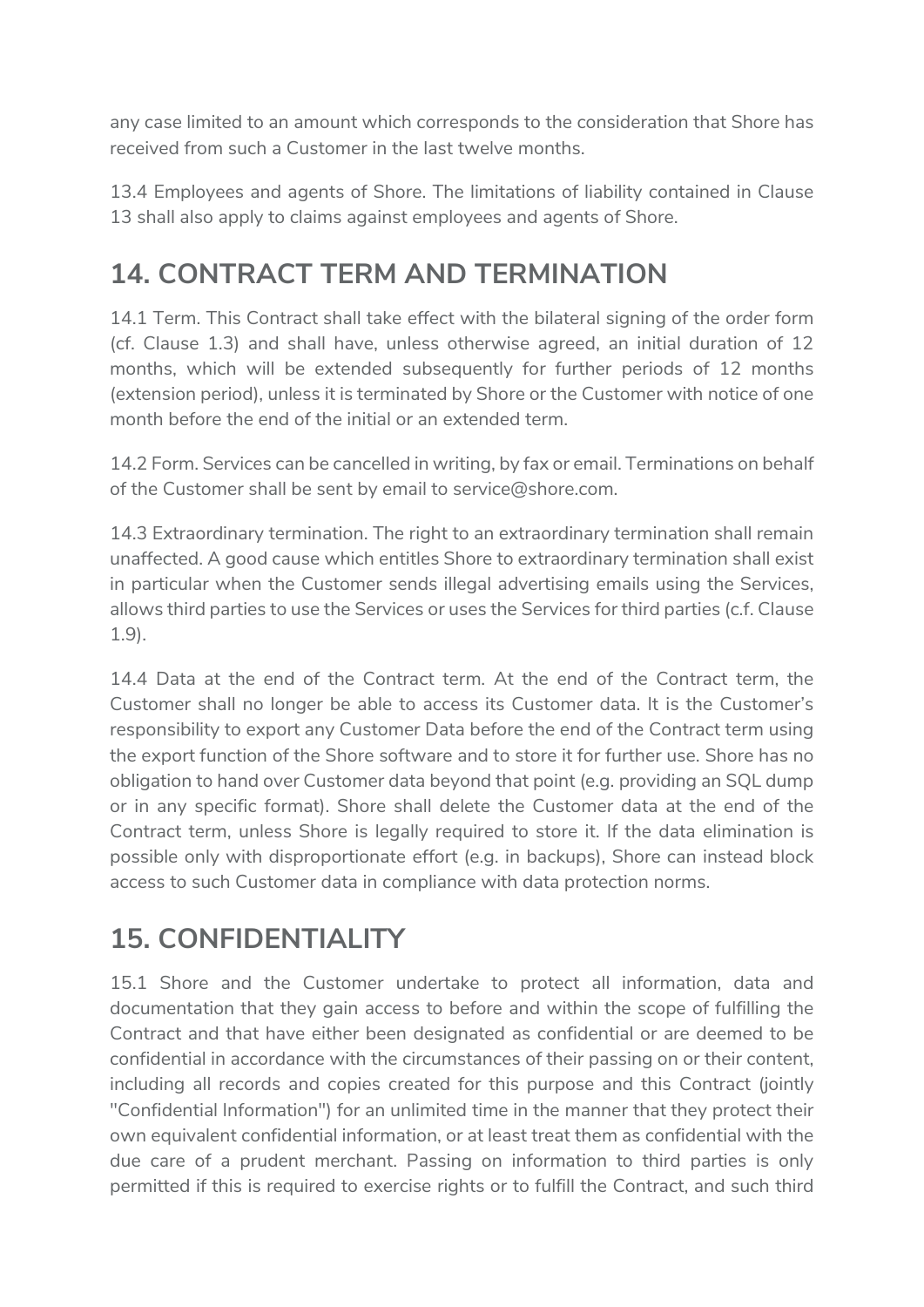any case limited to an amount which corresponds to the consideration that Shore has received from such a Customer in the last twelve months.

13.4 Employees and agents of Shore. The limitations of liability contained in Clause 13 shall also apply to claims against employees and agents of Shore.

## 14. CONTRACT TERM AND TERMINATION

14.1 Term. This Contract shall take effect with the bilateral signing of the order form (cf. Clause 1.3) and shall have, unless otherwise agreed, an initial duration of 12 months, which will be extended subsequently for further periods of 12 months (extension period), unless it is terminated by Shore or the Customer with notice of one month before the end of the initial or an extended term.

14.2 Form. Services can be cancelled in writing, by fax or email. Terminations on behalf of the Customer shall be sent by email to service@shore.com.

14.3 Extraordinary termination. The right to an extraordinary termination shall remain unaffected. A good cause which entitles Shore to extraordinary termination shall exist in particular when the Customer sends illegal advertising emails using the Services, allows third parties to use the Services or uses the Services for third parties (c.f. Clause 1.9).

14.4 Data at the end of the Contract term. At the end of the Contract term, the Customer shall no longer be able to access its Customer data. It is the Customer's responsibility to export any Customer Data before the end of the Contract term using the export function of the Shore software and to store it for further use. Shore has no obligation to hand over Customer data beyond that point (e.g. providing an SQL dump or in any specific format). Shore shall delete the Customer data at the end of the Contract term, unless Shore is legally required to store it. If the data elimination is possible only with disproportionate effort (e.g. in backups), Shore can instead block access to such Customer data in compliance with data protection norms.

## 15. CONFIDENTIALITY

15.1 Shore and the Customer undertake to protect all information, data and documentation that they gain access to before and within the scope of fulfilling the Contract and that have either been designated as confidential or are deemed to be confidential in accordance with the circumstances of their passing on or their content, including all records and copies created for this purpose and this Contract (jointly "Confidential Information") for an unlimited time in the manner that they protect their own equivalent confidential information, or at least treat them as confidential with the due care of a prudent merchant. Passing on information to third parties is only permitted if this is required to exercise rights or to fulfill the Contract, and such third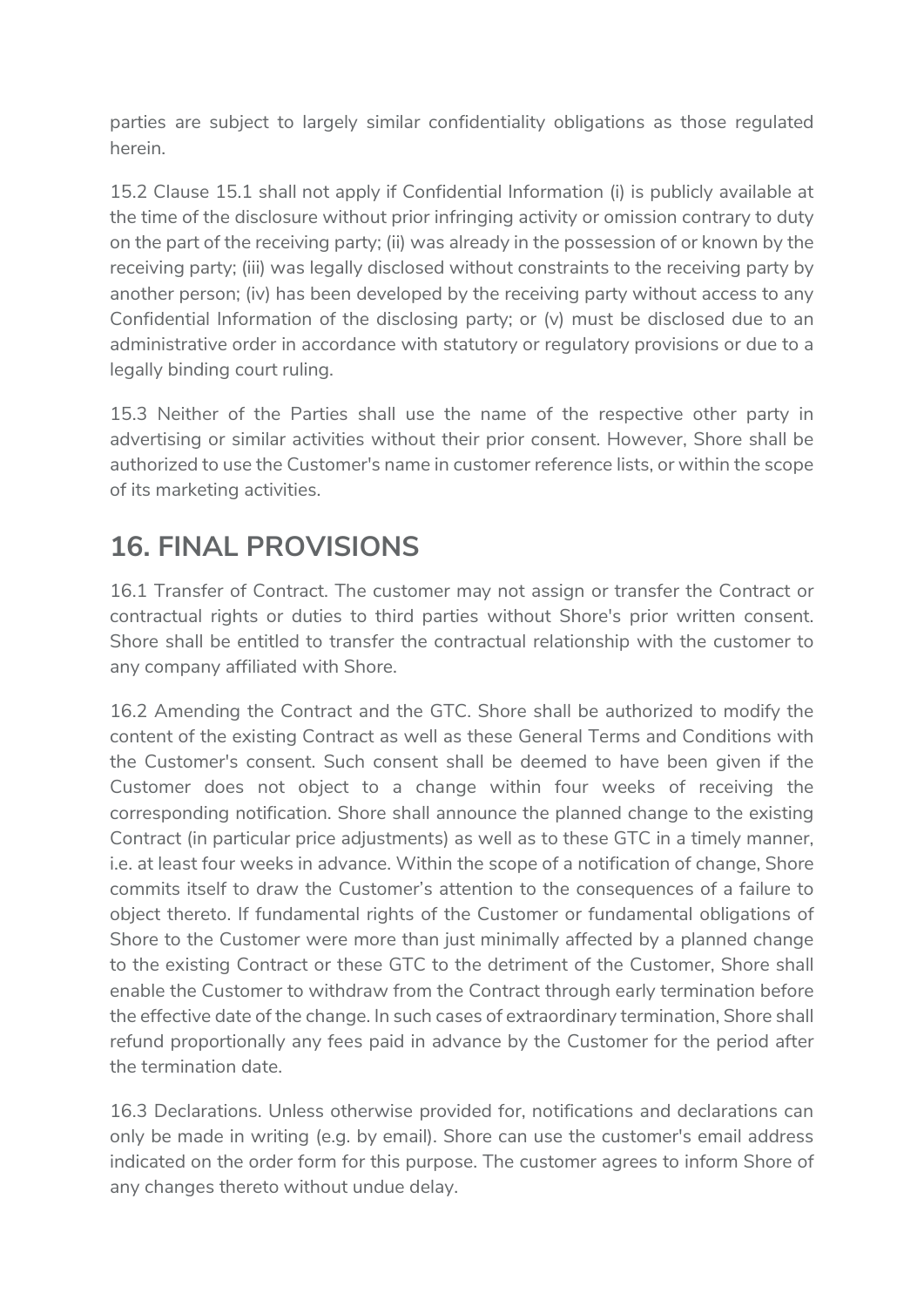parties are subject to largely similar confidentiality obligations as those regulated herein.

15.2 Clause 15.1 shall not apply if Confidential Information (i) is publicly available at the time of the disclosure without prior infringing activity or omission contrary to duty on the part of the receiving party; (ii) was already in the possession of or known by the receiving party; (iii) was legally disclosed without constraints to the receiving party by another person; (iv) has been developed by the receiving party without access to any Confidential Information of the disclosing party; or (v) must be disclosed due to an administrative order in accordance with statutory or regulatory provisions or due to a legally binding court ruling.

15.3 Neither of the Parties shall use the name of the respective other party in advertising or similar activities without their prior consent. However, Shore shall be authorized to use the Customer's name in customer reference lists, or within the scope of its marketing activities.

## 16. FINAL PROVISIONS

16.1 Transfer of Contract. The customer may not assign or transfer the Contract or contractual rights or duties to third parties without Shore's prior written consent. Shore shall be entitled to transfer the contractual relationship with the customer to any company affiliated with Shore.

16.2 Amending the Contract and the GTC. Shore shall be authorized to modify the content of the existing Contract as well as these General Terms and Conditions with the Customer's consent. Such consent shall be deemed to have been given if the Customer does not object to a change within four weeks of receiving the corresponding notification. Shore shall announce the planned change to the existing Contract (in particular price adjustments) as well as to these GTC in a timely manner, i.e. at least four weeks in advance. Within the scope of a notification of change, Shore commits itself to draw the Customer's attention to the consequences of a failure to object thereto. If fundamental rights of the Customer or fundamental obligations of Shore to the Customer were more than just minimally affected by a planned change to the existing Contract or these GTC to the detriment of the Customer, Shore shall enable the Customer to withdraw from the Contract through early termination before the effective date of the change. In such cases of extraordinary termination, Shore shall refund proportionally any fees paid in advance by the Customer for the period after the termination date.

16.3 Declarations. Unless otherwise provided for, notifications and declarations can only be made in writing (e.g. by email). Shore can use the customer's email address indicated on the order form for this purpose. The customer agrees to inform Shore of any changes thereto without undue delay.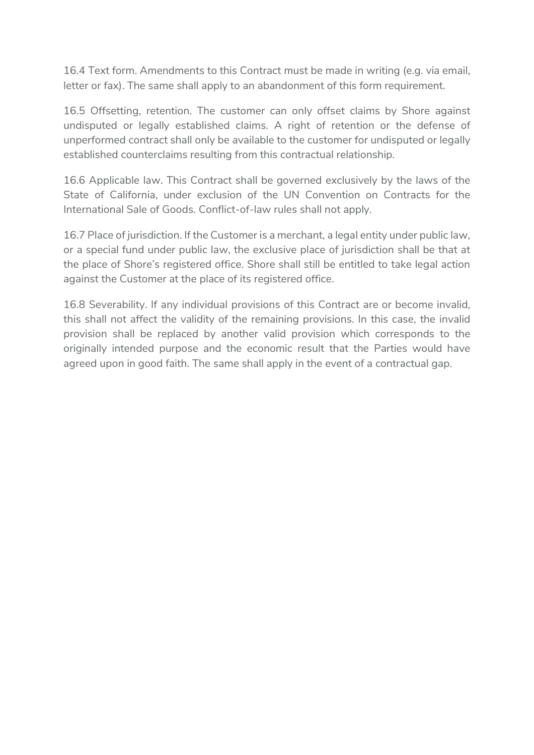16.4 Text form. Amendments to this Contract must be made in writing (e.g. via email, letter or fax). The same shall apply to an abandonment of this form requirement.

16.5 Offsetting, retention. The customer can only offset claims by Shore against undisputed or legally established claims. A right of retention or the defense of unperformed contract shall only be available to the customer for undisputed or legally established counterclaims resulting from this contractual relationship.

16.6 Applicable law. This Contract shall be governed exclusively by the laws of the State of California, under exclusion of the UN Convention on Contracts for the International Sale of Goods. Conflict-of-law rules shall not apply.

16.7 Place of jurisdiction. If the Customer is a merchant, a legal entity under public law, or a special fund under public law, the exclusive place of jurisdiction shall be that at the place of Shore's registered office. Shore shall still be entitled to take legal action against the Customer at the place of its registered office.

16.8 Severability. If any individual provisions of this Contract are or become invalid, this shall not affect the validity of the remaining provisions. In this case, the invalid provision shall be replaced by another valid provision which corresponds to the originally intended purpose and the economic result that the Parties would have agreed upon in good faith. The same shall apply in the event of a contractual gap.